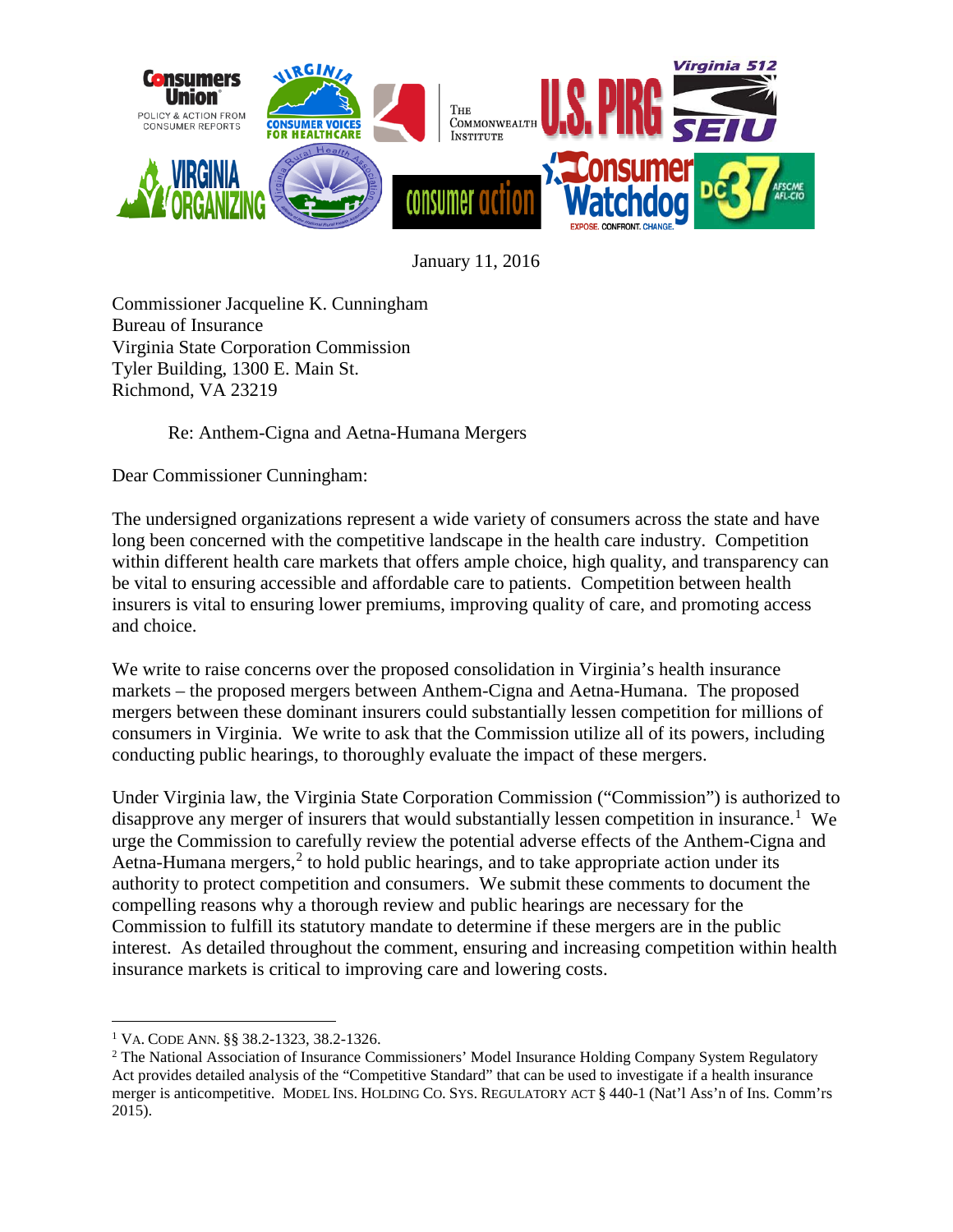January 11, 2016

Commissioner Jacqueline K. Cunningham
Bureau of Insurance
Virginia State Corporation Commission
Tyler Building, 1300 E. Main St.
Richmond, VA 23219

Re: Anthem-Cigna and Aetna-Humana Mergers

Dear Commissioner Cunningham:

The undersigned organizations represent a wide variety of consumers across the state and have long been concerned with the competitive landscape in the health care industry. Competition within different health care markets that offers ample choice, high quality, and transparency can be vital to ensuring accessible and affordable care to patients. Competition between health insurers is vital to ensuring lower premiums, improving quality of care, and promoting access and choice.

We write to raise concerns over the proposed consolidation in Virginia's health insurance markets – the proposed mergers between Anthem-Cigna and Aetna-Humana. The proposed mergers between these dominant insurers could substantially lessen competition for millions of consumers in Virginia. We write to ask that the Commission utilize all of its powers, including conducting public hearings, to thoroughly evaluate the impact of these mergers.

Under Virginia law, the Virginia State Corporation Commission ("Commission") is authorized to disapprove any merger of insurers that would substantially lessen competition in insurance.[1] We urge the Commission to carefully review the potential adverse effects of the Anthem-Cigna and Aetna-Humana mergers,[2] to hold public hearings, and to take appropriate action under its authority to protect competition and consumers. We submit these comments to document the compelling reasons why a thorough review and public hearings are necessary for the Commission to fulfill its statutory mandate to determine if these mergers are in the public interest. As detailed throughout the comment, ensuring and increasing competition within health insurance markets is critical to improving care and lowering costs.

---

[1] VA. CODE ANN. §§ 38.2-1323, 38.2-1326.

[2] The National Association of Insurance Commissioners' Model Insurance Holding Company System Regulatory Act provides detailed analysis of the "Competitive Standard" that can be used to investigate if a health insurance merger is anticompetitive. MODEL INS. HOLDING CO. SYS. REGULATORY ACT § 440-1 (Nat'l Ass'n of Ins. Comm'rs 2015).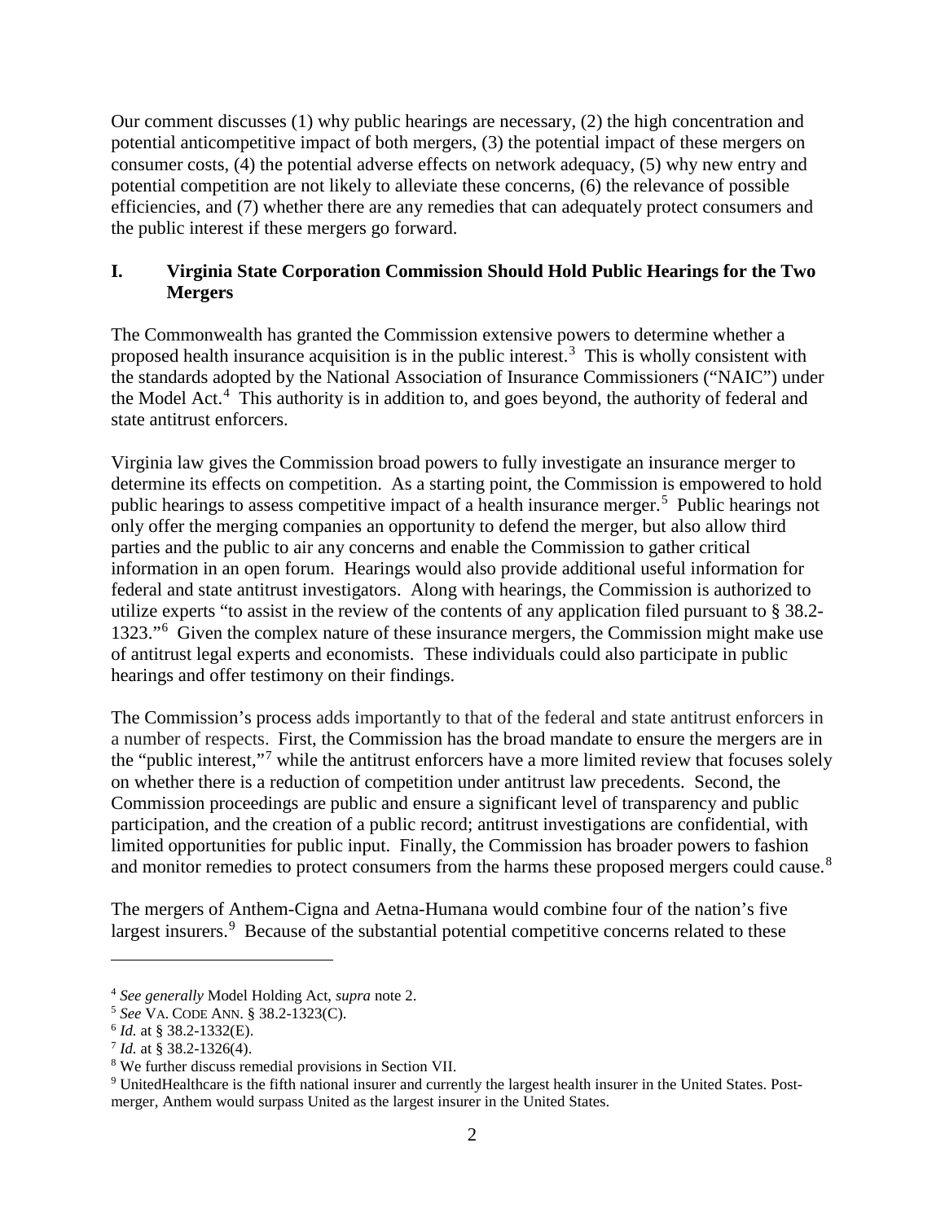Our comment discusses (1) why public hearings are necessary, (2) the high concentration and potential anticompetitive impact of both mergers, (3) the potential impact of these mergers on consumer costs, (4) the potential adverse effects on network adequacy, (5) why new entry and potential competition are not likely to alleviate these concerns, (6) the relevance of possible efficiencies, and (7) whether there are any remedies that can adequately protect consumers and the public interest if these mergers go forward.

## I. Virginia State Corporation Commission Should Hold Public Hearings for the Two Mergers

The Commonwealth has granted the Commission extensive powers to determine whether a proposed health insurance acquisition is in the public interest.[3] This is wholly consistent with the standards adopted by the National Association of Insurance Commissioners ("NAIC") under the Model Act.[4] This authority is in addition to, and goes beyond, the authority of federal and state antitrust enforcers.

Virginia law gives the Commission broad powers to fully investigate an insurance merger to determine its effects on competition. As a starting point, the Commission is empowered to hold public hearings to assess competitive impact of a health insurance merger.[5] Public hearings not only offer the merging companies an opportunity to defend the merger, but also allow third parties and the public to air any concerns and enable the Commission to gather critical information in an open forum. Hearings would also provide additional useful information for federal and state antitrust investigators. Along with hearings, the Commission is authorized to utilize experts "to assist in the review of the contents of any application filed pursuant to § 38.2-1323."[6] Given the complex nature of these insurance mergers, the Commission might make use of antitrust legal experts and economists. These individuals could also participate in public hearings and offer testimony on their findings.

The Commission's process adds importantly to that of the federal and state antitrust enforcers in a number of respects. First, the Commission has the broad mandate to ensure the mergers are in the "public interest,"[7] while the antitrust enforcers have a more limited review that focuses solely on whether there is a reduction of competition under antitrust law precedents. Second, the Commission proceedings are public and ensure a significant level of transparency and public participation, and the creation of a public record; antitrust investigations are confidential, with limited opportunities for public input. Finally, the Commission has broader powers to fashion and monitor remedies to protect consumers from the harms these proposed mergers could cause.[8]

The mergers of Anthem-Cigna and Aetna-Humana would combine four of the nation's five largest insurers.[9] Because of the substantial potential competitive concerns related to these

---

[4] *See generally* Model Holding Act, *supra* note 2.

[5] *See* VA. CODE ANN. § 38.2-1323(C).

[6] *Id.* at § 38.2-1332(E).

[7] *Id.* at § 38.2-1326(4).

[8] We further discuss remedial provisions in Section VII.

[9] UnitedHealthcare is the fifth national insurer and currently the largest health insurer in the United States. Post-merger, Anthem would surpass United as the largest insurer in the United States.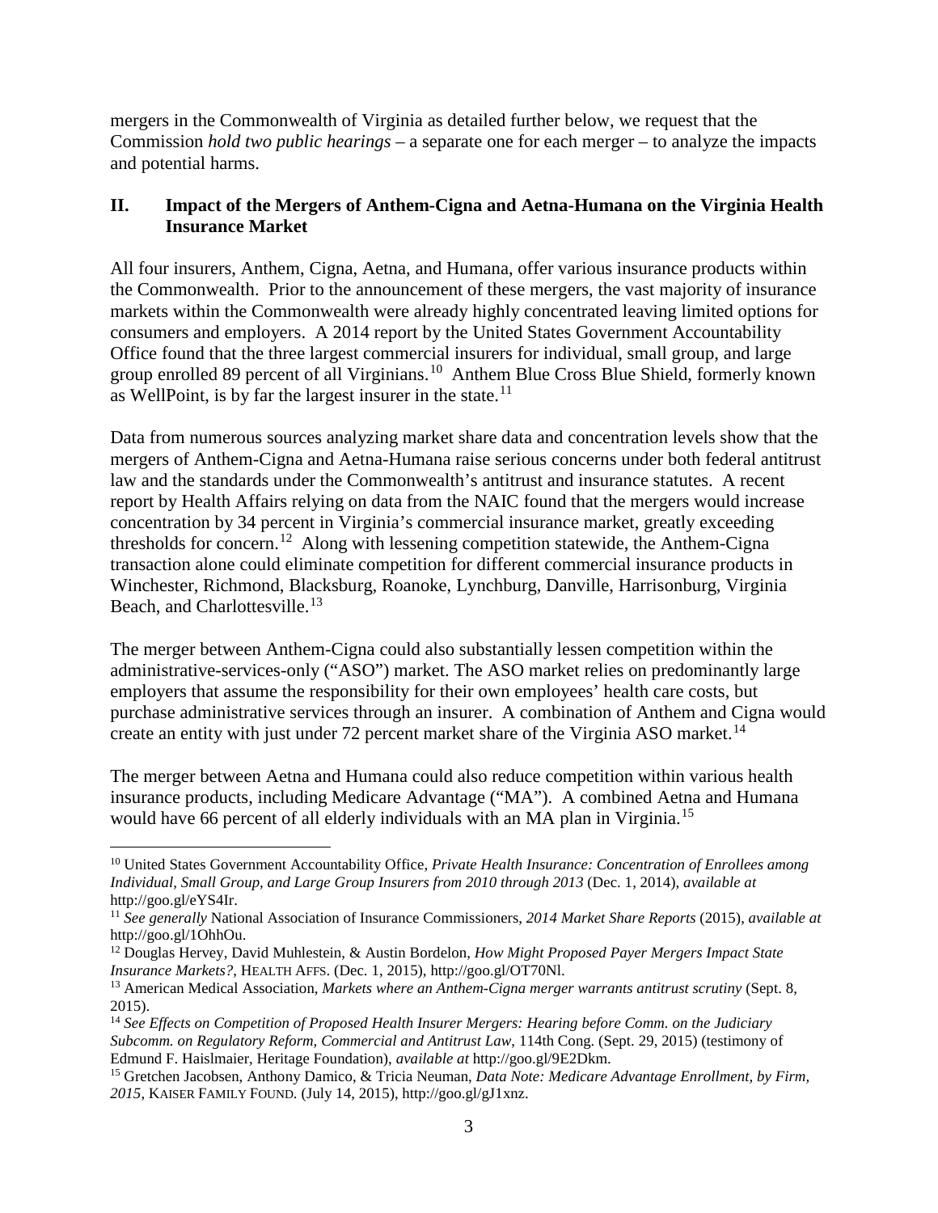mergers in the Commonwealth of Virginia as detailed further below, we request that the Commission *hold two public hearings* – a separate one for each merger – to analyze the impacts and potential harms.

## II. Impact of the Mergers of Anthem-Cigna and Aetna-Humana on the Virginia Health Insurance Market

All four insurers, Anthem, Cigna, Aetna, and Humana, offer various insurance products within the Commonwealth. Prior to the announcement of these mergers, the vast majority of insurance markets within the Commonwealth were already highly concentrated leaving limited options for consumers and employers. A 2014 report by the United States Government Accountability Office found that the three largest commercial insurers for individual, small group, and large group enrolled 89 percent of all Virginians.[10] Anthem Blue Cross Blue Shield, formerly known as WellPoint, is by far the largest insurer in the state.[11]

Data from numerous sources analyzing market share data and concentration levels show that the mergers of Anthem-Cigna and Aetna-Humana raise serious concerns under both federal antitrust law and the standards under the Commonwealth's antitrust and insurance statutes. A recent report by Health Affairs relying on data from the NAIC found that the mergers would increase concentration by 34 percent in Virginia's commercial insurance market, greatly exceeding thresholds for concern.[12] Along with lessening competition statewide, the Anthem-Cigna transaction alone could eliminate competition for different commercial insurance products in Winchester, Richmond, Blacksburg, Roanoke, Lynchburg, Danville, Harrisonburg, Virginia Beach, and Charlottesville.[13]

The merger between Anthem-Cigna could also substantially lessen competition within the administrative-services-only ("ASO") market. The ASO market relies on predominantly large employers that assume the responsibility for their own employees' health care costs, but purchase administrative services through an insurer. A combination of Anthem and Cigna would create an entity with just under 72 percent market share of the Virginia ASO market.[14]

The merger between Aetna and Humana could also reduce competition within various health insurance products, including Medicare Advantage ("MA"). A combined Aetna and Humana would have 66 percent of all elderly individuals with an MA plan in Virginia.[15]

---

[10] United States Government Accountability Office, *Private Health Insurance: Concentration of Enrollees among Individual, Small Group, and Large Group Insurers from 2010 through 2013* (Dec. 1, 2014), *available at* http://goo.gl/eYS4Ir.

[11] *See generally* National Association of Insurance Commissioners, *2014 Market Share Reports* (2015), *available at* http://goo.gl/1OhhOu.

[12] Douglas Hervey, David Muhlestein, & Austin Bordelon, *How Might Proposed Payer Mergers Impact State Insurance Markets?*, HEALTH AFFS. (Dec. 1, 2015), http://goo.gl/OT70Nl.

[13] American Medical Association, *Markets where an Anthem-Cigna merger warrants antitrust scrutiny* (Sept. 8, 2015).

[14] *See Effects on Competition of Proposed Health Insurer Mergers: Hearing before Comm. on the Judiciary Subcomm. on Regulatory Reform, Commercial and Antitrust Law*, 114th Cong. (Sept. 29, 2015) (testimony of Edmund F. Haislmaier, Heritage Foundation), *available at* http://goo.gl/9E2Dkm.

[15] Gretchen Jacobsen, Anthony Damico, & Tricia Neuman, *Data Note: Medicare Advantage Enrollment, by Firm, 2015*, KAISER FAMILY FOUND. (July 14, 2015), http://goo.gl/gJ1xnz.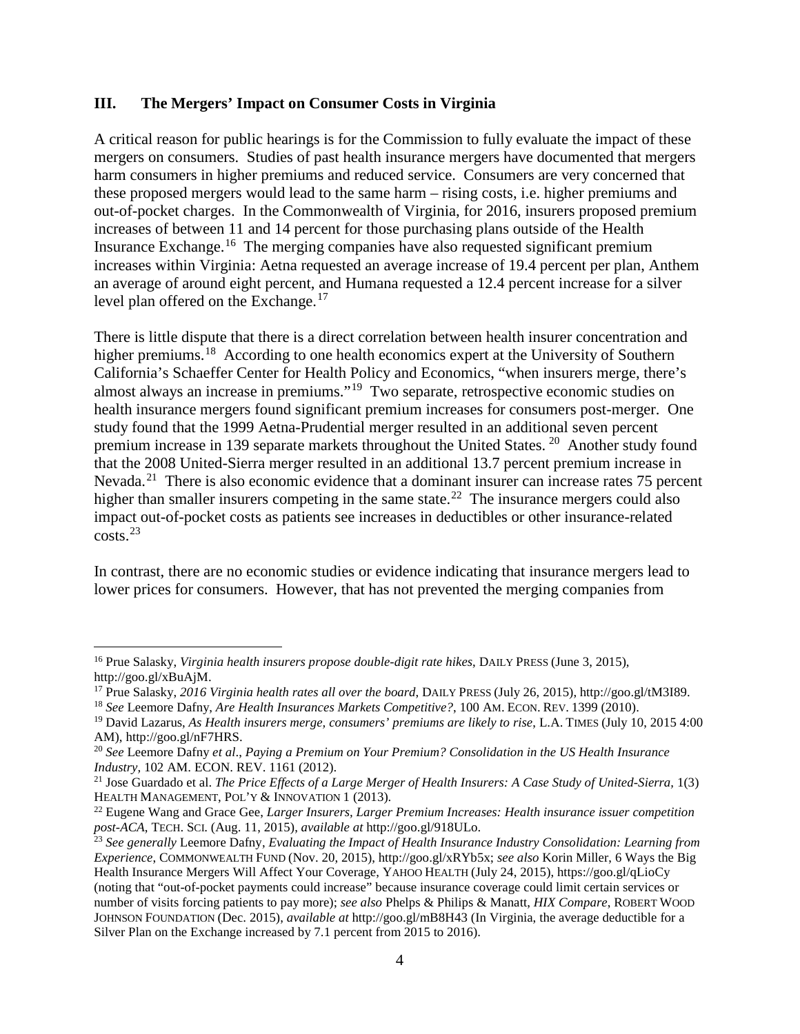## III. The Mergers' Impact on Consumer Costs in Virginia

A critical reason for public hearings is for the Commission to fully evaluate the impact of these mergers on consumers. Studies of past health insurance mergers have documented that mergers harm consumers in higher premiums and reduced service. Consumers are very concerned that these proposed mergers would lead to the same harm – rising costs, i.e. higher premiums and out-of-pocket charges. In the Commonwealth of Virginia, for 2016, insurers proposed premium increases of between 11 and 14 percent for those purchasing plans outside of the Health Insurance Exchange.[16] The merging companies have also requested significant premium increases within Virginia: Aetna requested an average increase of 19.4 percent per plan, Anthem an average of around eight percent, and Humana requested a 12.4 percent increase for a silver level plan offered on the Exchange.[17]

There is little dispute that there is a direct correlation between health insurer concentration and higher premiums.[18] According to one health economics expert at the University of Southern California's Schaeffer Center for Health Policy and Economics, "when insurers merge, there's almost always an increase in premiums."[19] Two separate, retrospective economic studies on health insurance mergers found significant premium increases for consumers post-merger. One study found that the 1999 Aetna-Prudential merger resulted in an additional seven percent premium increase in 139 separate markets throughout the United States.[20] Another study found that the 2008 United-Sierra merger resulted in an additional 13.7 percent premium increase in Nevada.[21] There is also economic evidence that a dominant insurer can increase rates 75 percent higher than smaller insurers competing in the same state.[22] The insurance mergers could also impact out-of-pocket costs as patients see increases in deductibles or other insurance-related costs.[23]

In contrast, there are no economic studies or evidence indicating that insurance mergers lead to lower prices for consumers. However, that has not prevented the merging companies from

---

[16] Prue Salasky, *Virginia health insurers propose double-digit rate hikes*, DAILY PRESS (June 3, 2015), http://goo.gl/xBuAjM.

[17] Prue Salasky, *2016 Virginia health rates all over the board*, DAILY PRESS (July 26, 2015), http://goo.gl/tM3I89.

[18] *See* Leemore Dafny, *Are Health Insurances Markets Competitive?*, 100 AM. ECON. REV. 1399 (2010).

[19] David Lazarus, *As Health insurers merge, consumers' premiums are likely to rise*, L.A. TIMES (July 10, 2015 4:00 AM), http://goo.gl/nF7HRS.

[20] *See* Leemore Dafny *et al*., *Paying a Premium on Your Premium? Consolidation in the US Health Insurance Industry*, 102 AM. ECON. REV. 1161 (2012).

[21] Jose Guardado et al. *The Price Effects of a Large Merger of Health Insurers: A Case Study of United-Sierra*, 1(3) HEALTH MANAGEMENT, POL'Y & INNOVATION 1 (2013).

[22] Eugene Wang and Grace Gee, *Larger Insurers, Larger Premium Increases: Health insurance issuer competition post-ACA*, TECH. SCI. (Aug. 11, 2015), *available at* http://goo.gl/918ULo.

[23] *See generally* Leemore Dafny, *Evaluating the Impact of Health Insurance Industry Consolidation: Learning from Experience*, COMMONWEALTH FUND (Nov. 20, 2015), http://goo.gl/xRYb5x; *see also* Korin Miller, 6 Ways the Big Health Insurance Mergers Will Affect Your Coverage, YAHOO HEALTH (July 24, 2015), https://goo.gl/qLioCy (noting that "out-of-pocket payments could increase" because insurance coverage could limit certain services or number of visits forcing patients to pay more); *see also* Phelps & Philips & Manatt, *HIX Compare*, ROBERT WOOD JOHNSON FOUNDATION (Dec. 2015), *available at* http://goo.gl/mB8H43 (In Virginia, the average deductible for a Silver Plan on the Exchange increased by 7.1 percent from 2015 to 2016).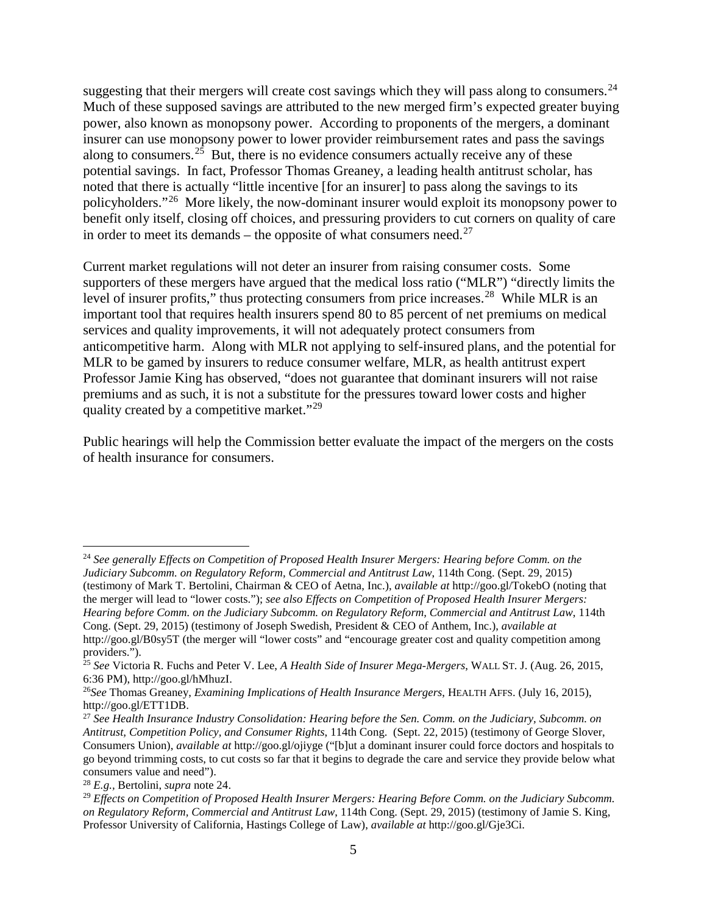suggesting that their mergers will create cost savings which they will pass along to consumers.[24] Much of these supposed savings are attributed to the new merged firm's expected greater buying power, also known as monopsony power. According to proponents of the mergers, a dominant insurer can use monopsony power to lower provider reimbursement rates and pass the savings along to consumers.[25] But, there is no evidence consumers actually receive any of these potential savings. In fact, Professor Thomas Greaney, a leading health antitrust scholar, has noted that there is actually "little incentive [for an insurer] to pass along the savings to its policyholders."[26] More likely, the now-dominant insurer would exploit its monopsony power to benefit only itself, closing off choices, and pressuring providers to cut corners on quality of care in order to meet its demands – the opposite of what consumers need.[27]

Current market regulations will not deter an insurer from raising consumer costs. Some supporters of these mergers have argued that the medical loss ratio ("MLR") "directly limits the level of insurer profits," thus protecting consumers from price increases.[28] While MLR is an important tool that requires health insurers spend 80 to 85 percent of net premiums on medical services and quality improvements, it will not adequately protect consumers from anticompetitive harm. Along with MLR not applying to self-insured plans, and the potential for MLR to be gamed by insurers to reduce consumer welfare, MLR, as health antitrust expert Professor Jamie King has observed, "does not guarantee that dominant insurers will not raise premiums and as such, it is not a substitute for the pressures toward lower costs and higher quality created by a competitive market."[29]

Public hearings will help the Commission better evaluate the impact of the mergers on the costs of health insurance for consumers.

---

[24] *See generally Effects on Competition of Proposed Health Insurer Mergers: Hearing before Comm. on the Judiciary Subcomm. on Regulatory Reform, Commercial and Antitrust Law*, 114th Cong. (Sept. 29, 2015) (testimony of Mark T. Bertolini, Chairman & CEO of Aetna, Inc.), *available at* http://goo.gl/TokebO (noting that the merger will lead to "lower costs."); *see also Effects on Competition of Proposed Health Insurer Mergers: Hearing before Comm. on the Judiciary Subcomm. on Regulatory Reform, Commercial and Antitrust Law*, 114th Cong. (Sept. 29, 2015) (testimony of Joseph Swedish, President & CEO of Anthem, Inc.), *available at* http://goo.gl/B0sy5T (the merger will "lower costs" and "encourage greater cost and quality competition among providers.").

[25] *See* Victoria R. Fuchs and Peter V. Lee, *A Health Side of Insurer Mega-Mergers*, WALL ST. J. (Aug. 26, 2015, 6:36 PM), http://goo.gl/hMhuzI.

[26] *See* Thomas Greaney, *Examining Implications of Health Insurance Mergers*, HEALTH AFFS. (July 16, 2015), http://goo.gl/ETT1DB.

[27] *See Health Insurance Industry Consolidation: Hearing before the Sen. Comm. on the Judiciary, Subcomm. on Antitrust, Competition Policy, and Consumer Rights*, 114th Cong. (Sept. 22, 2015) (testimony of George Slover, Consumers Union), *available at* http://goo.gl/ojiyge ("[b]ut a dominant insurer could force doctors and hospitals to go beyond trimming costs, to cut costs so far that it begins to degrade the care and service they provide below what consumers value and need").

[28] *E.g.*, Bertolini, *supra* note 24.

[29] *Effects on Competition of Proposed Health Insurer Mergers: Hearing Before Comm. on the Judiciary Subcomm. on Regulatory Reform, Commercial and Antitrust Law*, 114th Cong. (Sept. 29, 2015) (testimony of Jamie S. King, Professor University of California, Hastings College of Law), *available at* http://goo.gl/Gje3Ci.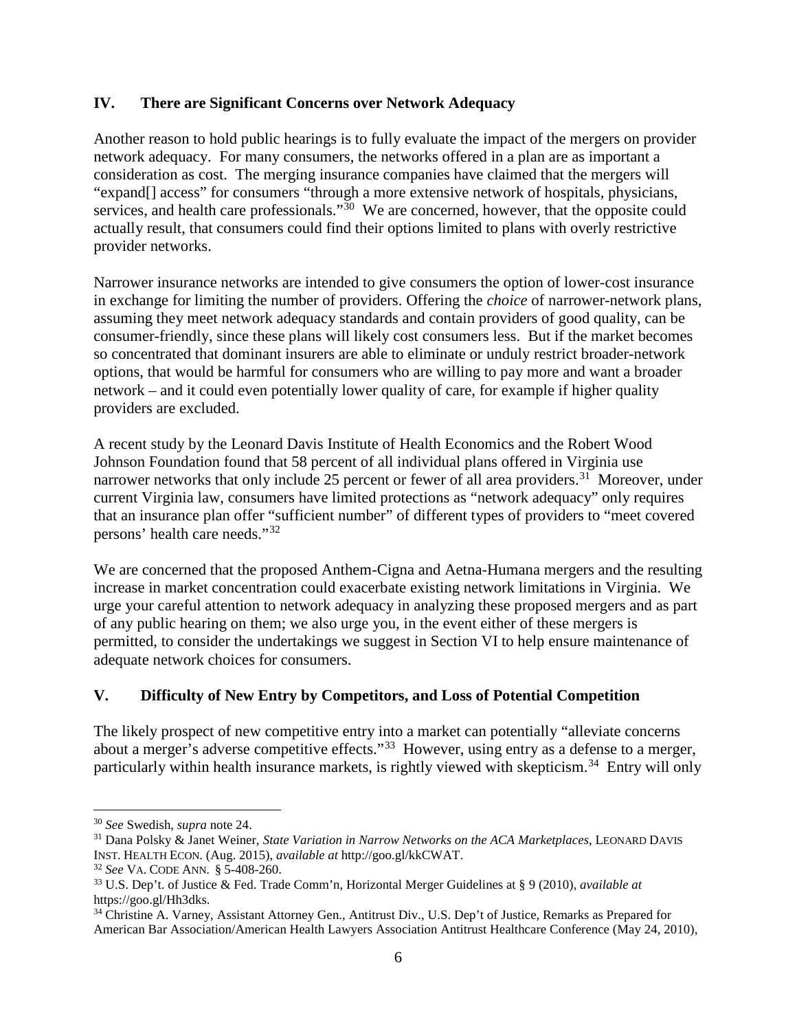## IV. There are Significant Concerns over Network Adequacy

Another reason to hold public hearings is to fully evaluate the impact of the mergers on provider network adequacy. For many consumers, the networks offered in a plan are as important a consideration as cost. The merging insurance companies have claimed that the mergers will "expand[] access" for consumers "through a more extensive network of hospitals, physicians, services, and health care professionals."[30] We are concerned, however, that the opposite could actually result, that consumers could find their options limited to plans with overly restrictive provider networks.

Narrower insurance networks are intended to give consumers the option of lower-cost insurance in exchange for limiting the number of providers. Offering the *choice* of narrower-network plans, assuming they meet network adequacy standards and contain providers of good quality, can be consumer-friendly, since these plans will likely cost consumers less. But if the market becomes so concentrated that dominant insurers are able to eliminate or unduly restrict broader-network options, that would be harmful for consumers who are willing to pay more and want a broader network – and it could even potentially lower quality of care, for example if higher quality providers are excluded.

A recent study by the Leonard Davis Institute of Health Economics and the Robert Wood Johnson Foundation found that 58 percent of all individual plans offered in Virginia use narrower networks that only include 25 percent or fewer of all area providers.[31] Moreover, under current Virginia law, consumers have limited protections as "network adequacy" only requires that an insurance plan offer "sufficient number" of different types of providers to "meet covered persons' health care needs."[32]

We are concerned that the proposed Anthem-Cigna and Aetna-Humana mergers and the resulting increase in market concentration could exacerbate existing network limitations in Virginia. We urge your careful attention to network adequacy in analyzing these proposed mergers and as part of any public hearing on them; we also urge you, in the event either of these mergers is permitted, to consider the undertakings we suggest in Section VI to help ensure maintenance of adequate network choices for consumers.

## V. Difficulty of New Entry by Competitors, and Loss of Potential Competition

The likely prospect of new competitive entry into a market can potentially "alleviate concerns about a merger's adverse competitive effects."[33] However, using entry as a defense to a merger, particularly within health insurance markets, is rightly viewed with skepticism.[34] Entry will only

---

[30] *See* Swedish, *supra* note 24.

[31] Dana Polsky & Janet Weiner, *State Variation in Narrow Networks on the ACA Marketplaces*, LEONARD DAVIS INST. HEALTH ECON. (Aug. 2015), *available at* http://goo.gl/kkCWAT.

[32] *See* VA. CODE ANN. § 5-408-260.

[33] U.S. Dep't. of Justice & Fed. Trade Comm'n, Horizontal Merger Guidelines at § 9 (2010), *available at* https://goo.gl/Hh3dks.

[34] Christine A. Varney, Assistant Attorney Gen., Antitrust Div., U.S. Dep't of Justice, Remarks as Prepared for American Bar Association/American Health Lawyers Association Antitrust Healthcare Conference (May 24, 2010),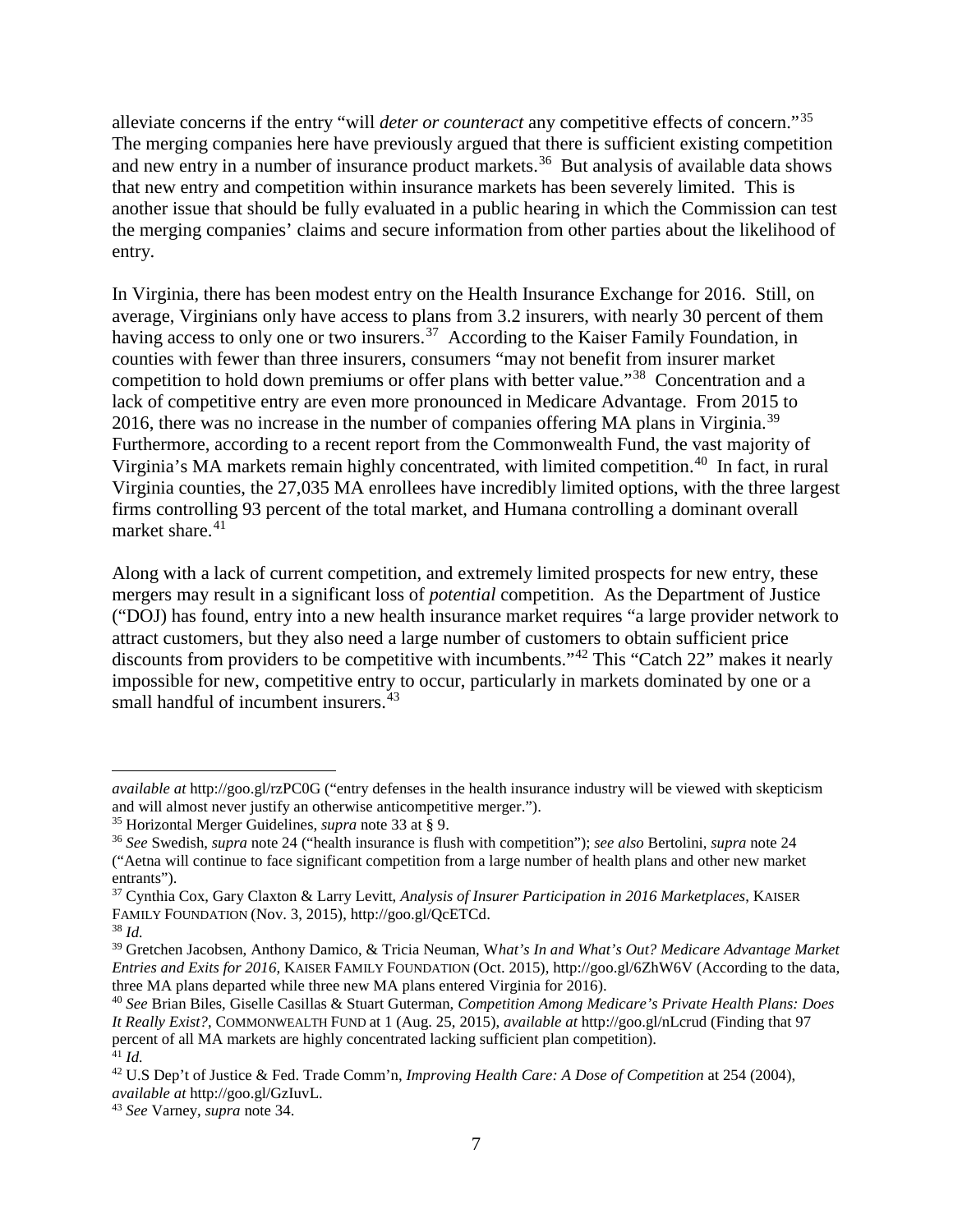alleviate concerns if the entry "will *deter or counteract* any competitive effects of concern."[35] The merging companies here have previously argued that there is sufficient existing competition and new entry in a number of insurance product markets.[36] But analysis of available data shows that new entry and competition within insurance markets has been severely limited. This is another issue that should be fully evaluated in a public hearing in which the Commission can test the merging companies' claims and secure information from other parties about the likelihood of entry.

In Virginia, there has been modest entry on the Health Insurance Exchange for 2016. Still, on average, Virginians only have access to plans from 3.2 insurers, with nearly 30 percent of them having access to only one or two insurers.[37] According to the Kaiser Family Foundation, in counties with fewer than three insurers, consumers "may not benefit from insurer market competition to hold down premiums or offer plans with better value."[38] Concentration and a lack of competitive entry are even more pronounced in Medicare Advantage. From 2015 to 2016, there was no increase in the number of companies offering MA plans in Virginia.[39] Furthermore, according to a recent report from the Commonwealth Fund, the vast majority of Virginia's MA markets remain highly concentrated, with limited competition.[40] In fact, in rural Virginia counties, the 27,035 MA enrollees have incredibly limited options, with the three largest firms controlling 93 percent of the total market, and Humana controlling a dominant overall market share.[41]

Along with a lack of current competition, and extremely limited prospects for new entry, these mergers may result in a significant loss of *potential* competition. As the Department of Justice ("DOJ) has found, entry into a new health insurance market requires "a large provider network to attract customers, but they also need a large number of customers to obtain sufficient price discounts from providers to be competitive with incumbents."[42] This "Catch 22" makes it nearly impossible for new, competitive entry to occur, particularly in markets dominated by one or a small handful of incumbent insurers.[43]

---

*available at* http://goo.gl/rzPC0G ("entry defenses in the health insurance industry will be viewed with skepticism and will almost never justify an otherwise anticompetitive merger.").

[35] Horizontal Merger Guidelines, *supra* note 33 at § 9.

[36] *See* Swedish, *supra* note 24 ("health insurance is flush with competition"); *see also* Bertolini, *supra* note 24 ("Aetna will continue to face significant competition from a large number of health plans and other new market entrants").

[37] Cynthia Cox, Gary Claxton & Larry Levitt, *Analysis of Insurer Participation in 2016 Marketplaces*, KAISER FAMILY FOUNDATION (Nov. 3, 2015), http://goo.gl/QcETCd.

[38] *Id.*

[39] Gretchen Jacobsen, Anthony Damico, & Tricia Neuman, W*hat's In and What's Out? Medicare Advantage Market Entries and Exits for 2016*, KAISER FAMILY FOUNDATION (Oct. 2015), http://goo.gl/6ZhW6V (According to the data, three MA plans departed while three new MA plans entered Virginia for 2016).

[40] *See* Brian Biles, Giselle Casillas & Stuart Guterman, *Competition Among Medicare's Private Health Plans: Does It Really Exist?*, COMMONWEALTH FUND at 1 (Aug. 25, 2015), *available at* http://goo.gl/nLcrud (Finding that 97 percent of all MA markets are highly concentrated lacking sufficient plan competition).

[41] *Id.*

[42] U.S Dep't of Justice & Fed. Trade Comm'n, *Improving Health Care: A Dose of Competition* at 254 (2004), *available at* http://goo.gl/GzIuvL.

[43] *See* Varney, *supra* note 34.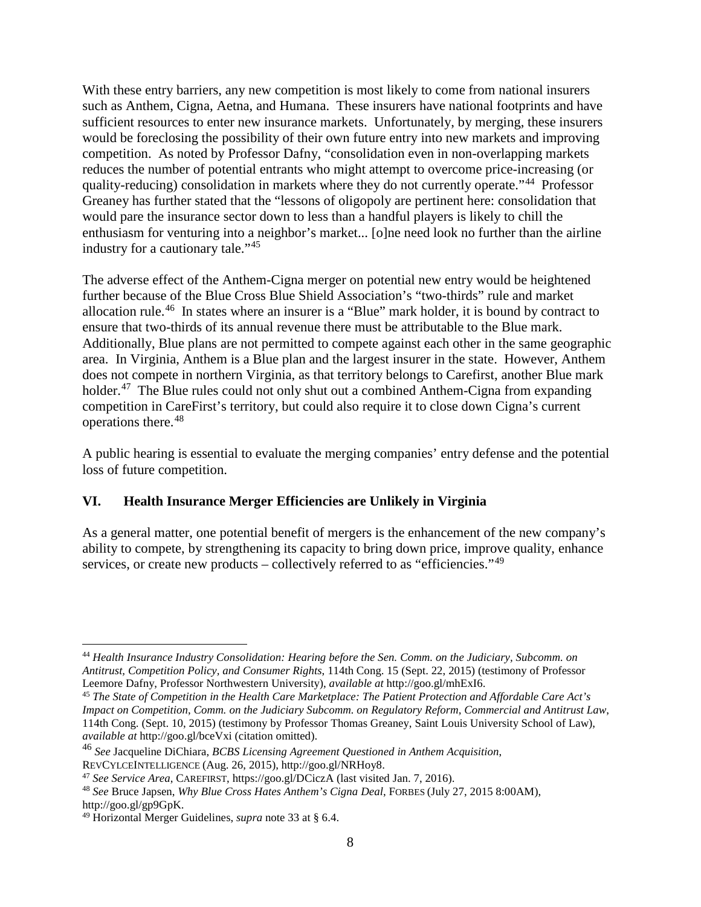With these entry barriers, any new competition is most likely to come from national insurers such as Anthem, Cigna, Aetna, and Humana. These insurers have national footprints and have sufficient resources to enter new insurance markets. Unfortunately, by merging, these insurers would be foreclosing the possibility of their own future entry into new markets and improving competition. As noted by Professor Dafny, "consolidation even in non-overlapping markets reduces the number of potential entrants who might attempt to overcome price-increasing (or quality-reducing) consolidation in markets where they do not currently operate."[44] Professor Greaney has further stated that the "lessons of oligopoly are pertinent here: consolidation that would pare the insurance sector down to less than a handful players is likely to chill the enthusiasm for venturing into a neighbor's market... [o]ne need look no further than the airline industry for a cautionary tale."[45]

The adverse effect of the Anthem-Cigna merger on potential new entry would be heightened further because of the Blue Cross Blue Shield Association's "two-thirds" rule and market allocation rule.[46] In states where an insurer is a "Blue" mark holder, it is bound by contract to ensure that two-thirds of its annual revenue there must be attributable to the Blue mark. Additionally, Blue plans are not permitted to compete against each other in the same geographic area. In Virginia, Anthem is a Blue plan and the largest insurer in the state. However, Anthem does not compete in northern Virginia, as that territory belongs to Carefirst, another Blue mark holder.[47] The Blue rules could not only shut out a combined Anthem-Cigna from expanding competition in CareFirst's territory, but could also require it to close down Cigna's current operations there.[48]

A public hearing is essential to evaluate the merging companies' entry defense and the potential loss of future competition.

## VI. Health Insurance Merger Efficiencies are Unlikely in Virginia

As a general matter, one potential benefit of mergers is the enhancement of the new company's ability to compete, by strengthening its capacity to bring down price, improve quality, enhance services, or create new products – collectively referred to as "efficiencies."[49]

---

[44] *Health Insurance Industry Consolidation: Hearing before the Sen. Comm. on the Judiciary, Subcomm. on Antitrust, Competition Policy, and Consumer Rights*, 114th Cong. 15 (Sept. 22, 2015) (testimony of Professor Leemore Dafny, Professor Northwestern University), *available at* http://goo.gl/mhExI6.

[45] *The State of Competition in the Health Care Marketplace: The Patient Protection and Affordable Care Act's Impact on Competition*, *Comm. on the Judiciary Subcomm. on Regulatory Reform, Commercial and Antitrust Law*, 114th Cong. (Sept. 10, 2015) (testimony by Professor Thomas Greaney, Saint Louis University School of Law), *available at* http://goo.gl/bceVxi (citation omitted).

[46] *See* Jacqueline DiChiara, *BCBS Licensing Agreement Questioned in Anthem Acquisition*, REVCYLCEINTELLIGENCE (Aug. 26, 2015), http://goo.gl/NRHoy8.

[47] *See Service Area*, CAREFIRST, https://goo.gl/DCiczA (last visited Jan. 7, 2016).

[48] *See* Bruce Japsen, *Why Blue Cross Hates Anthem's Cigna Deal*, FORBES (July 27, 2015 8:00AM), http://goo.gl/gp9GpK.

[49] Horizontal Merger Guidelines, *supra* note 33 at § 6.4.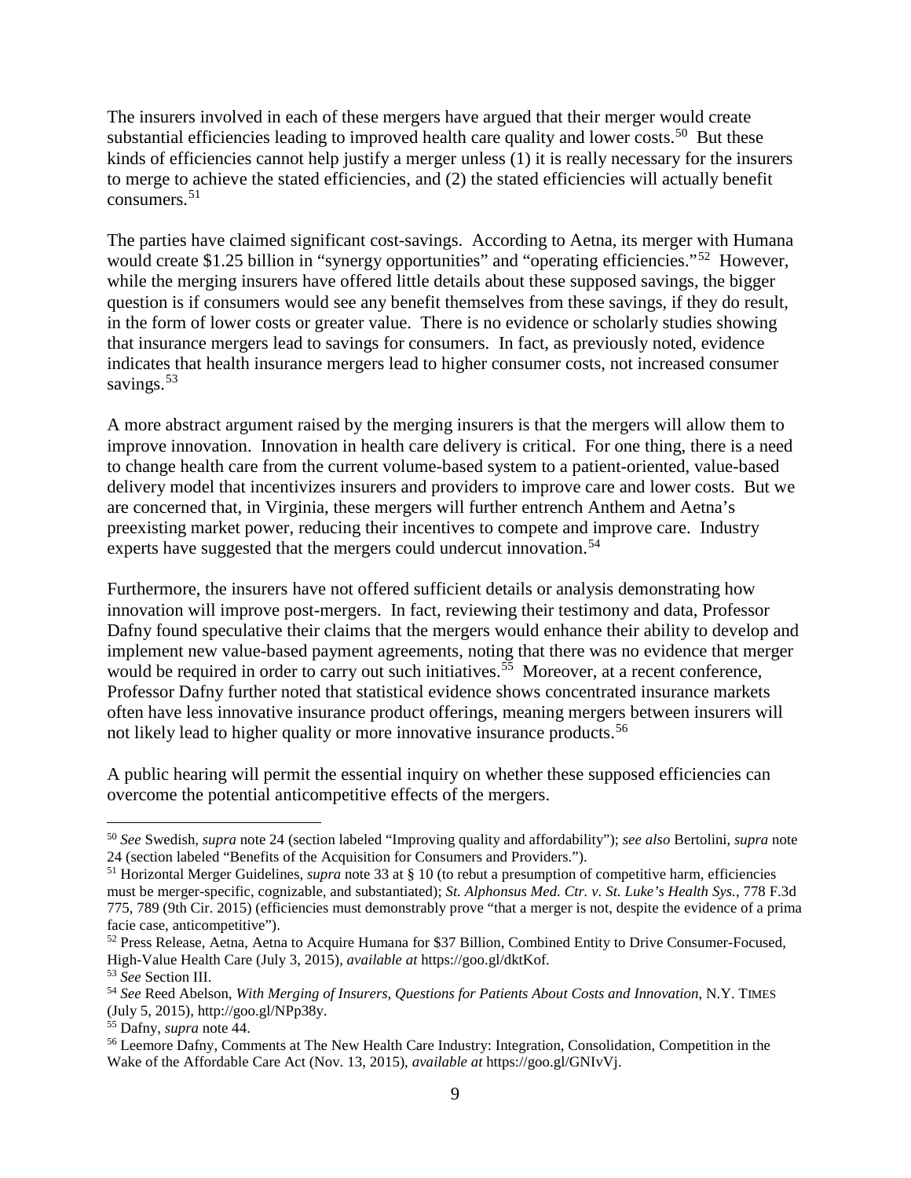The insurers involved in each of these mergers have argued that their merger would create substantial efficiencies leading to improved health care quality and lower costs.[50] But these kinds of efficiencies cannot help justify a merger unless (1) it is really necessary for the insurers to merge to achieve the stated efficiencies, and (2) the stated efficiencies will actually benefit consumers.[51]

The parties have claimed significant cost-savings. According to Aetna, its merger with Humana would create $1.25 billion in "synergy opportunities" and "operating efficiencies."[52] However, while the merging insurers have offered little details about these supposed savings, the bigger question is if consumers would see any benefit themselves from these savings, if they do result, in the form of lower costs or greater value. There is no evidence or scholarly studies showing that insurance mergers lead to savings for consumers. In fact, as previously noted, evidence indicates that health insurance mergers lead to higher consumer costs, not increased consumer savings.[53]

A more abstract argument raised by the merging insurers is that the mergers will allow them to improve innovation. Innovation in health care delivery is critical. For one thing, there is a need to change health care from the current volume-based system to a patient-oriented, value-based delivery model that incentivizes insurers and providers to improve care and lower costs. But we are concerned that, in Virginia, these mergers will further entrench Anthem and Aetna's preexisting market power, reducing their incentives to compete and improve care. Industry experts have suggested that the mergers could undercut innovation.[54]

Furthermore, the insurers have not offered sufficient details or analysis demonstrating how innovation will improve post-mergers. In fact, reviewing their testimony and data, Professor Dafny found speculative their claims that the mergers would enhance their ability to develop and implement new value-based payment agreements, noting that there was no evidence that merger would be required in order to carry out such initiatives.[55] Moreover, at a recent conference, Professor Dafny further noted that statistical evidence shows concentrated insurance markets often have less innovative insurance product offerings, meaning mergers between insurers will not likely lead to higher quality or more innovative insurance products.[56]

A public hearing will permit the essential inquiry on whether these supposed efficiencies can overcome the potential anticompetitive effects of the mergers.

---

[50] *See* Swedish, *supra* note 24 (section labeled "Improving quality and affordability"); *see also* Bertolini, *supra* note 24 (section labeled "Benefits of the Acquisition for Consumers and Providers.").

[51] Horizontal Merger Guidelines, *supra* note 33 at § 10 (to rebut a presumption of competitive harm, efficiencies must be merger-specific, cognizable, and substantiated); *St. Alphonsus Med. Ctr. v. St. Luke's Health Sys.*, 778 F.3d 775, 789 (9th Cir. 2015) (efficiencies must demonstrably prove "that a merger is not, despite the evidence of a prima facie case, anticompetitive").

[52] Press Release, Aetna, Aetna to Acquire Humana for $37 Billion, Combined Entity to Drive Consumer-Focused, High-Value Health Care (July 3, 2015), *available at* https://goo.gl/dktKof.

[53] *See* Section III.

[54] *See* Reed Abelson, *With Merging of Insurers, Questions for Patients About Costs and Innovation*, N.Y. TIMES (July 5, 2015), http://goo.gl/NPp38y.

[55] Dafny, *supra* note 44.

[56] Leemore Dafny, Comments at The New Health Care Industry: Integration, Consolidation, Competition in the Wake of the Affordable Care Act (Nov. 13, 2015), *available at* https://goo.gl/GNIvVj.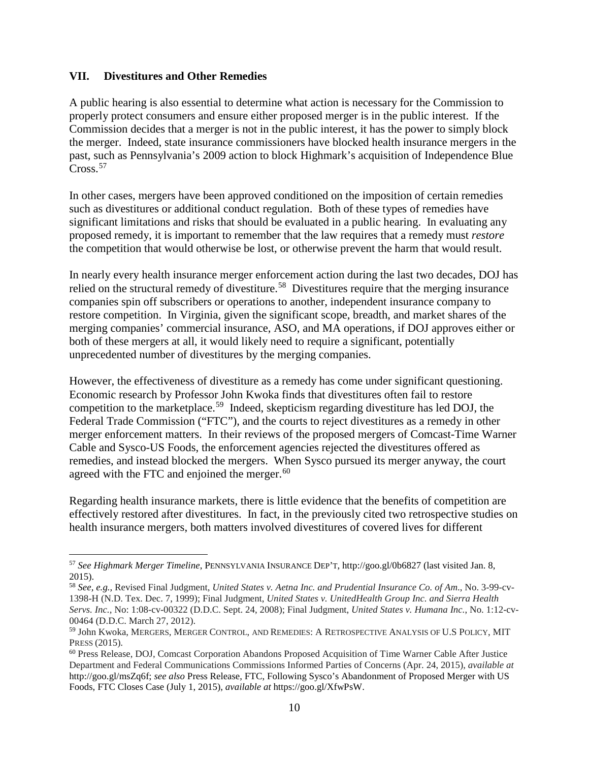## VII. Divestitures and Other Remedies

A public hearing is also essential to determine what action is necessary for the Commission to properly protect consumers and ensure either proposed merger is in the public interest. If the Commission decides that a merger is not in the public interest, it has the power to simply block the merger. Indeed, state insurance commissioners have blocked health insurance mergers in the past, such as Pennsylvania's 2009 action to block Highmark's acquisition of Independence Blue Cross.[57]

In other cases, mergers have been approved conditioned on the imposition of certain remedies such as divestitures or additional conduct regulation. Both of these types of remedies have significant limitations and risks that should be evaluated in a public hearing. In evaluating any proposed remedy, it is important to remember that the law requires that a remedy must *restore* the competition that would otherwise be lost, or otherwise prevent the harm that would result.

In nearly every health insurance merger enforcement action during the last two decades, DOJ has relied on the structural remedy of divestiture.[58] Divestitures require that the merging insurance companies spin off subscribers or operations to another, independent insurance company to restore competition. In Virginia, given the significant scope, breadth, and market shares of the merging companies' commercial insurance, ASO, and MA operations, if DOJ approves either or both of these mergers at all, it would likely need to require a significant, potentially unprecedented number of divestitures by the merging companies.

However, the effectiveness of divestiture as a remedy has come under significant questioning. Economic research by Professor John Kwoka finds that divestitures often fail to restore competition to the marketplace.[59] Indeed, skepticism regarding divestiture has led DOJ, the Federal Trade Commission ("FTC"), and the courts to reject divestitures as a remedy in other merger enforcement matters. In their reviews of the proposed mergers of Comcast-Time Warner Cable and Sysco-US Foods, the enforcement agencies rejected the divestitures offered as remedies, and instead blocked the mergers. When Sysco pursued its merger anyway, the court agreed with the FTC and enjoined the merger.[60]

Regarding health insurance markets, there is little evidence that the benefits of competition are effectively restored after divestitures. In fact, in the previously cited two retrospective studies on health insurance mergers, both matters involved divestitures of covered lives for different

---

[57] *See Highmark Merger Timeline*, PENNSYLVANIA INSURANCE DEP'T, http://goo.gl/0b6827 (last visited Jan. 8, 2015).

[58] *See, e.g.,* Revised Final Judgment, *United States v. Aetna Inc. and Prudential Insurance Co. of Am*., No. 3-99-cv-1398-H (N.D. Tex. Dec. 7, 1999); Final Judgment, *United States v. UnitedHealth Group Inc. and Sierra Health Servs. Inc.,* No: 1:08-cv-00322 (D.D.C. Sept. 24, 2008); Final Judgment, *United States v. Humana Inc.,* No. 1:12-cv-00464 (D.D.C. March 27, 2012).

[59] John Kwoka, MERGERS, MERGER CONTROL, AND REMEDIES: A RETROSPECTIVE ANALYSIS OF U.S POLICY, MIT PRESS (2015).

[60] Press Release, DOJ, Comcast Corporation Abandons Proposed Acquisition of Time Warner Cable After Justice Department and Federal Communications Commissions Informed Parties of Concerns (Apr. 24, 2015), *available at* http://goo.gl/msZq6f; *see also* Press Release, FTC, Following Sysco's Abandonment of Proposed Merger with US Foods, FTC Closes Case (July 1, 2015), *available at* https://goo.gl/XfwPsW.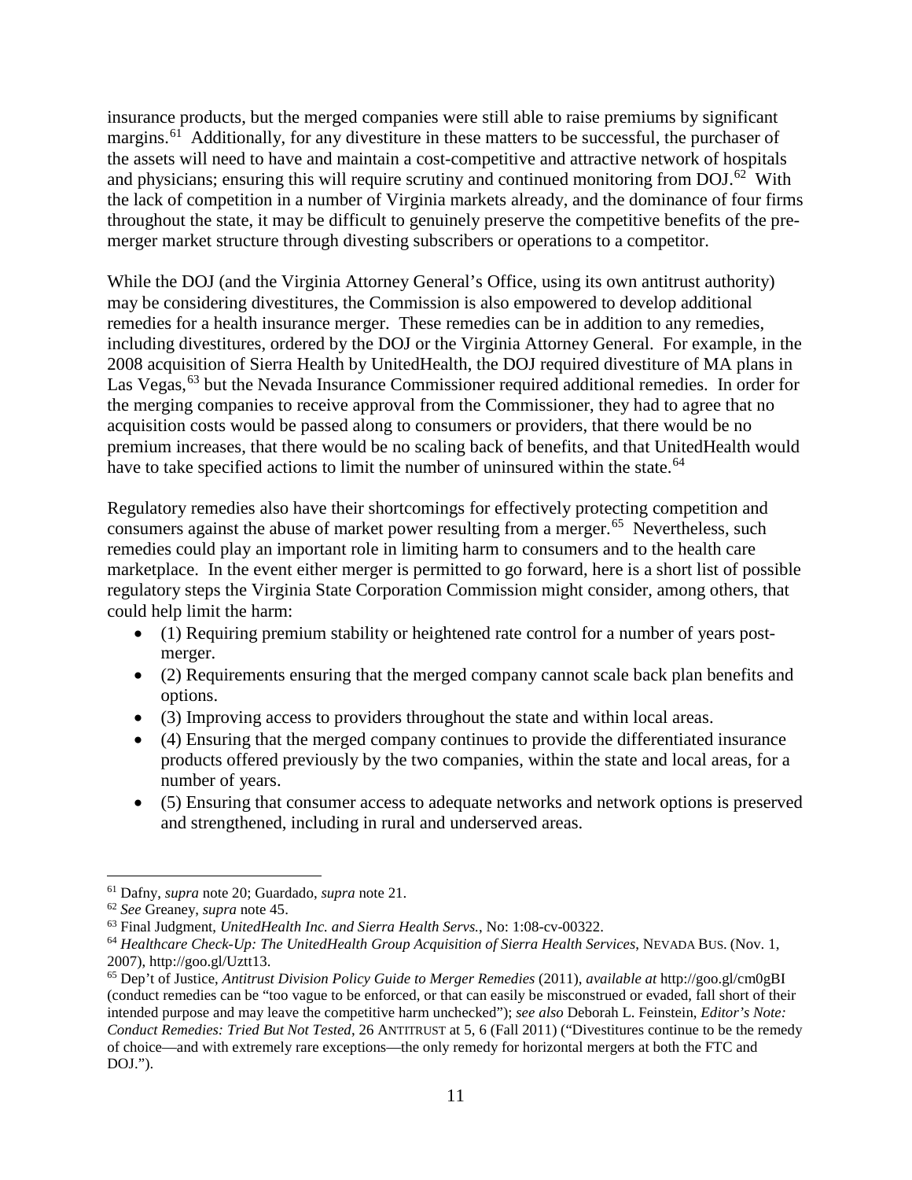insurance products, but the merged companies were still able to raise premiums by significant margins.[61] Additionally, for any divestiture in these matters to be successful, the purchaser of the assets will need to have and maintain a cost-competitive and attractive network of hospitals and physicians; ensuring this will require scrutiny and continued monitoring from DOJ.[62] With the lack of competition in a number of Virginia markets already, and the dominance of four firms throughout the state, it may be difficult to genuinely preserve the competitive benefits of the pre-merger market structure through divesting subscribers or operations to a competitor.

While the DOJ (and the Virginia Attorney General's Office, using its own antitrust authority) may be considering divestitures, the Commission is also empowered to develop additional remedies for a health insurance merger. These remedies can be in addition to any remedies, including divestitures, ordered by the DOJ or the Virginia Attorney General. For example, in the 2008 acquisition of Sierra Health by UnitedHealth, the DOJ required divestiture of MA plans in Las Vegas,[63] but the Nevada Insurance Commissioner required additional remedies. In order for the merging companies to receive approval from the Commissioner, they had to agree that no acquisition costs would be passed along to consumers or providers, that there would be no premium increases, that there would be no scaling back of benefits, and that UnitedHealth would have to take specified actions to limit the number of uninsured within the state.[64]

Regulatory remedies also have their shortcomings for effectively protecting competition and consumers against the abuse of market power resulting from a merger.[65] Nevertheless, such remedies could play an important role in limiting harm to consumers and to the health care marketplace. In the event either merger is permitted to go forward, here is a short list of possible regulatory steps the Virginia State Corporation Commission might consider, among others, that could help limit the harm:

- (1) Requiring premium stability or heightened rate control for a number of years post-merger.
- (2) Requirements ensuring that the merged company cannot scale back plan benefits and options.
- (3) Improving access to providers throughout the state and within local areas.
- (4) Ensuring that the merged company continues to provide the differentiated insurance products offered previously by the two companies, within the state and local areas, for a number of years.
- (5) Ensuring that consumer access to adequate networks and network options is preserved and strengthened, including in rural and underserved areas.

---

[61] Dafny, *supra* note 20; Guardado, *supra* note 21.

[62] *See* Greaney, *supra* note 45.

[63] Final Judgment, *UnitedHealth Inc. and Sierra Health Servs.*, No: 1:08-cv-00322.

[64] *Healthcare Check-Up: The UnitedHealth Group Acquisition of Sierra Health Services*, NEVADA BUS. (Nov. 1, 2007), http://goo.gl/Uztt13.

[65] Dep't of Justice, *Antitrust Division Policy Guide to Merger Remedies* (2011), *available at* http://goo.gl/cm0gBI (conduct remedies can be "too vague to be enforced, or that can easily be misconstrued or evaded, fall short of their intended purpose and may leave the competitive harm unchecked"); *see also* Deborah L. Feinstein, *Editor's Note: Conduct Remedies: Tried But Not Tested*, 26 ANTITRUST at 5, 6 (Fall 2011) ("Divestitures continue to be the remedy of choice—and with extremely rare exceptions—the only remedy for horizontal mergers at both the FTC and DOJ.").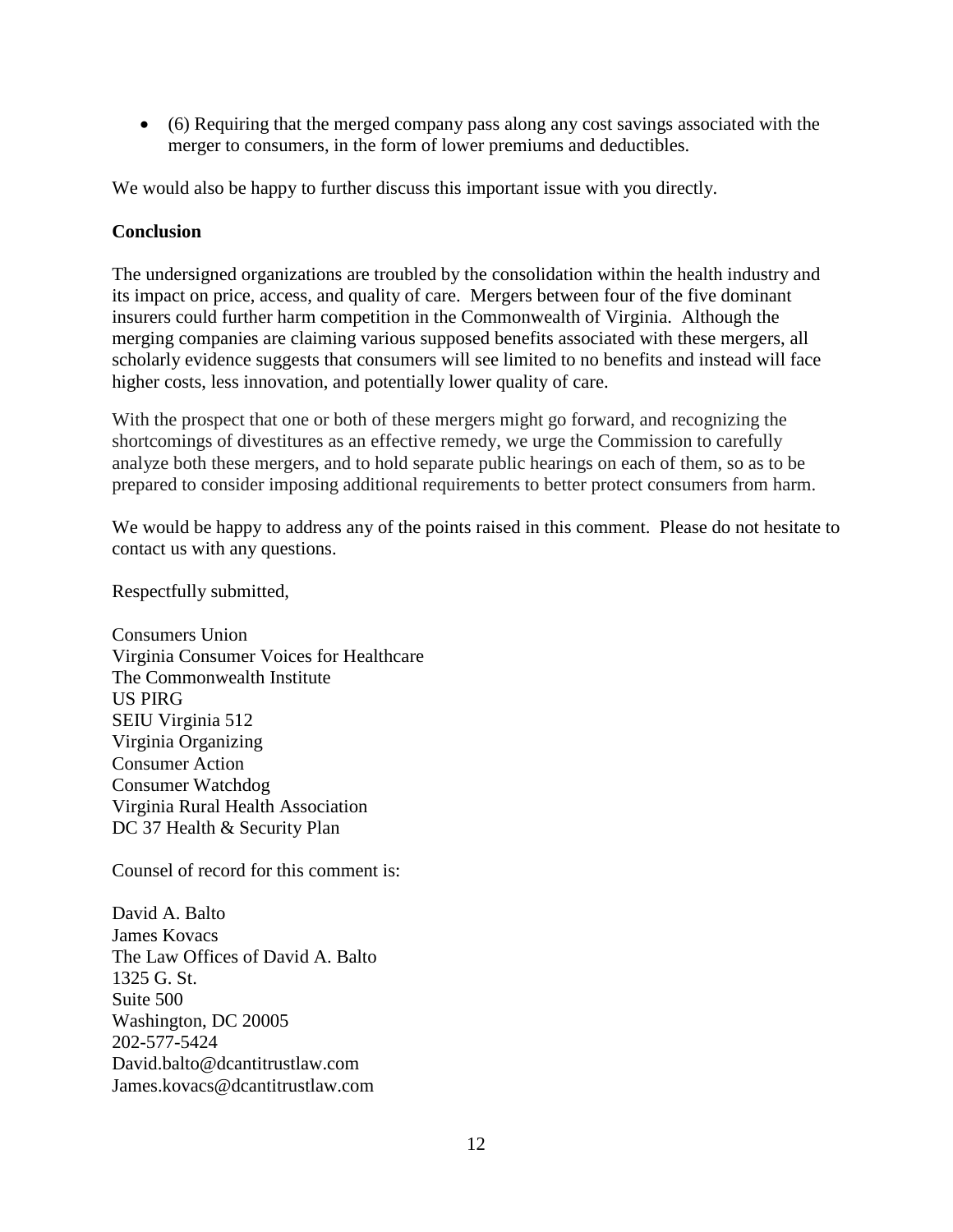- (6) Requiring that the merged company pass along any cost savings associated with the merger to consumers, in the form of lower premiums and deductibles.

We would also be happy to further discuss this important issue with you directly.

**Conclusion**

The undersigned organizations are troubled by the consolidation within the health industry and its impact on price, access, and quality of care. Mergers between four of the five dominant insurers could further harm competition in the Commonwealth of Virginia. Although the merging companies are claiming various supposed benefits associated with these mergers, all scholarly evidence suggests that consumers will see limited to no benefits and instead will face higher costs, less innovation, and potentially lower quality of care.

With the prospect that one or both of these mergers might go forward, and recognizing the shortcomings of divestitures as an effective remedy, we urge the Commission to carefully analyze both these mergers, and to hold separate public hearings on each of them, so as to be prepared to consider imposing additional requirements to better protect consumers from harm.

We would be happy to address any of the points raised in this comment. Please do not hesitate to contact us with any questions.

Respectfully submitted,

Consumers Union
Virginia Consumer Voices for Healthcare
The Commonwealth Institute
US PIRG
SEIU Virginia 512
Virginia Organizing
Consumer Action
Consumer Watchdog
Virginia Rural Health Association
DC 37 Health & Security Plan

Counsel of record for this comment is:

David A. Balto
James Kovacs
The Law Offices of David A. Balto
1325 G. St.
Suite 500
Washington, DC 20005
202-577-5424
David.balto@dcantitrustlaw.com
James.kovacs@dcantitrustlaw.com